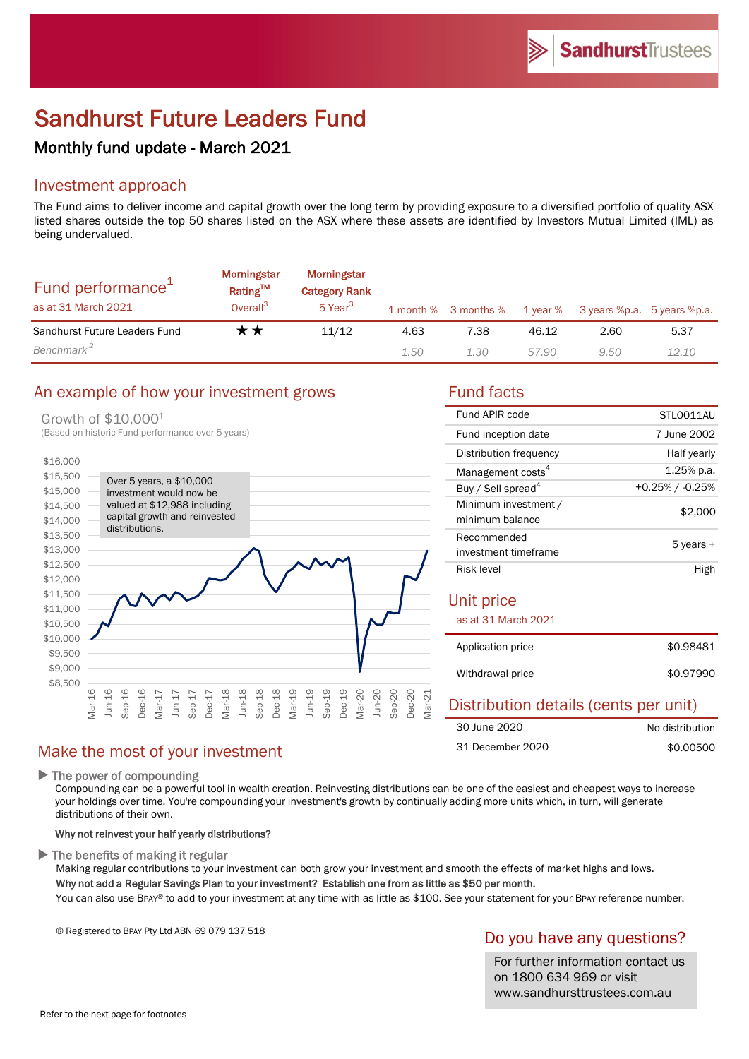# Sandhurst Future Leaders Fund

## Monthly fund update - March 2021

## Investment approach

The Fund aims to deliver income and capital growth over the long term by providing exposure to a diversified portfolio of quality ASX listed shares outside the top 50 shares listed on the ASX where these assets are identified by Investors Mutual Limited (IML) as being undervalued.

| Fund performance[1] as at 31 March 2021 | Morningstar Rating™ Overall[3] | Morningstar Category Rank 5 Year[3] | 1 month % | 3 months % | 1 year % | 3 years %p.a. | 5 years %p.a. |
|---|---|---|---|---|---|---|---|
| Sandhurst Future Leaders Fund | ★★ | 11/12 | 4.63 | 7.38 | 46.12 | 2.60 | 5.37 |
| *Benchmark[2]* | | | *1.50* | *1.30* | *57.90* | *9.50* | *12.10* |

## An example of how your investment grows

Growth of $10,000[1]
(Based on historic Fund performance over 5 years)

Over 5 years, a $10,000 investment would now be valued at $12,988 including capital growth and reinvested distributions.

## Fund facts

| | |
|---|---|
| Fund APIR code | STL0011AU |
| Fund inception date | 7 June 2002 |
| Distribution frequency | Half yearly |
| Management costs[4] | 1.25% p.a. |
| Buy / Sell spread[4] | +0.25% / -0.25% |
| Minimum investment / minimum balance | $2,000 |
| Recommended investment timeframe | 5 years + |
| Risk level | High |

## Unit price

as at 31 March 2021

| | |
|---|---|
| Application price | $0.98481 |
| Withdrawal price | $0.97990 |

## Distribution details (cents per unit)

| | |
|---|---|
| 30 June 2020 | No distribution |
| 31 December 2020 | $0.00500 |

## Make the most of your investment

▶ The power of compounding

Compounding can be a powerful tool in wealth creation. Reinvesting distributions can be one of the easiest and cheapest ways to increase your holdings over time. You're compounding your investment's growth by continually adding more units which, in turn, will generate distributions of their own.

**Why not reinvest your half yearly distributions?**

▶ The benefits of making it regular

Making regular contributions to your investment can both grow your investment and smooth the effects of market highs and lows.

**Why not add a Regular Savings Plan to your investment? Establish one from as little as $50 per month.**

You can also use BPAY® to add to your investment at any time with as little as $100. See your statement for your BPAY reference number.

® Registered to BPAY Pty Ltd ABN 69 079 137 518

## Do you have any questions?

For further information contact us on 1800 634 969 or visit www.sandhursttrustees.com.au

Refer to the next page for footnotes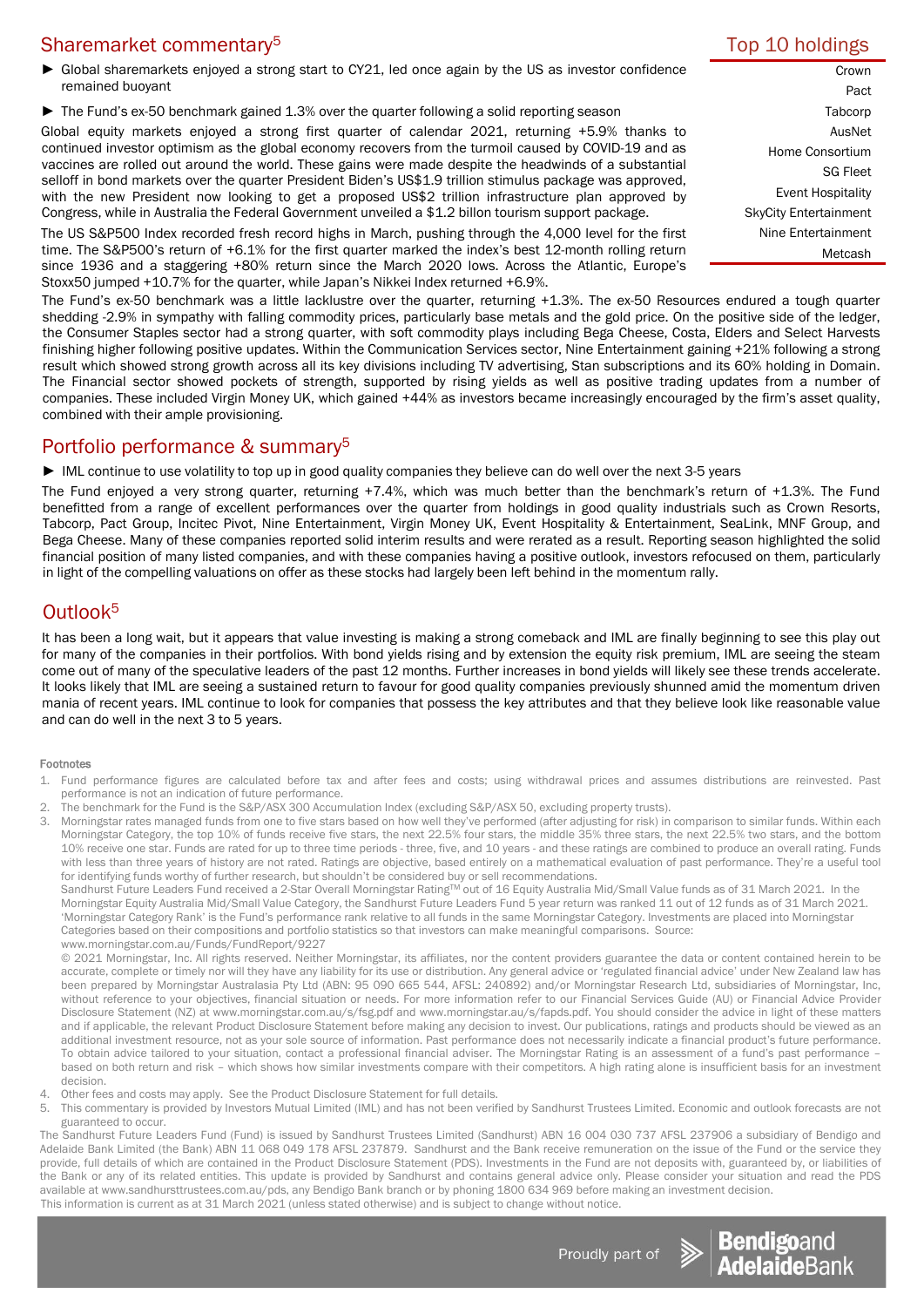## Sharemarket commentary[5]

► Global sharemarkets enjoyed a strong start to CY21, led once again by the US as investor confidence remained buoyant

► The Fund's ex-50 benchmark gained 1.3% over the quarter following a solid reporting season

Global equity markets enjoyed a strong first quarter of calendar 2021, returning +5.9% thanks to continued investor optimism as the global economy recovers from the turmoil caused by COVID-19 and as vaccines are rolled out around the world. These gains were made despite the headwinds of a substantial selloff in bond markets over the quarter President Biden's US$1.9 trillion stimulus package was approved, with the new President now looking to get a proposed US$2 trillion infrastructure plan approved by Congress, while in Australia the Federal Government unveiled a $1.2 billon tourism support package.

The US S&P500 Index recorded fresh record highs in March, pushing through the 4,000 level for the first time. The S&P500's return of +6.1% for the first quarter marked the index's best 12-month rolling return since 1936 and a staggering +80% return since the March 2020 lows. Across the Atlantic, Europe's Stoxx50 jumped +10.7% for the quarter, while Japan's Nikkei Index returned +6.9%.

The Fund's ex-50 benchmark was a little lacklustre over the quarter, returning +1.3%. The ex-50 Resources endured a tough quarter shedding -2.9% in sympathy with falling commodity prices, particularly base metals and the gold price. On the positive side of the ledger, the Consumer Staples sector had a strong quarter, with soft commodity plays including Bega Cheese, Costa, Elders and Select Harvests finishing higher following positive updates. Within the Communication Services sector, Nine Entertainment gaining +21% following a strong result which showed strong growth across all its key divisions including TV advertising, Stan subscriptions and its 60% holding in Domain. The Financial sector showed pockets of strength, supported by rising yields as well as positive trading updates from a number of companies. These included Virgin Money UK, which gained +44% as investors became increasingly encouraged by the firm's asset quality, combined with their ample provisioning.

## Top 10 holdings

| |
|---|
| Crown |
| Pact |
| Tabcorp |
| AusNet |
| Home Consortium |
| SG Fleet |
| Event Hospitality |
| SkyCity Entertainment |
| Nine Entertainment |
| Metcash |

## Portfolio performance & summary[5]

► IML continue to use volatility to top up in good quality companies they believe can do well over the next 3-5 years

The Fund enjoyed a very strong quarter, returning +7.4%, which was much better than the benchmark's return of +1.3%. The Fund benefitted from a range of excellent performances over the quarter from holdings in good quality industrials such as Crown Resorts, Tabcorp, Pact Group, Incitec Pivot, Nine Entertainment, Virgin Money UK, Event Hospitality & Entertainment, SeaLink, MNF Group, and Bega Cheese. Many of these companies reported solid interim results and were rerated as a result. Reporting season highlighted the solid financial position of many listed companies, and with these companies having a positive outlook, investors refocused on them, particularly in light of the compelling valuations on offer as these stocks had largely been left behind in the momentum rally.

## Outlook[5]

It has been a long wait, but it appears that value investing is making a strong comeback and IML are finally beginning to see this play out for many of the companies in their portfolios. With bond yields rising and by extension the equity risk premium, IML are seeing the steam come out of many of the speculative leaders of the past 12 months. Further increases in bond yields will likely see these trends accelerate. It looks likely that IML are seeing a sustained return to favour for good quality companies previously shunned amid the momentum driven mania of recent years. IML continue to look for companies that possess the key attributes and that they believe look like reasonable value and can do well in the next 3 to 5 years.

#### Footnotes

1. Fund performance figures are calculated before tax and after fees and costs; using withdrawal prices and assumes distributions are reinvested. Past performance is not an indication of future performance.
2. The benchmark for the Fund is the S&P/ASX 300 Accumulation Index (excluding S&P/ASX 50, excluding property trusts).
3. Morningstar rates managed funds from one to five stars based on how well they've performed (after adjusting for risk) in comparison to similar funds. Within each Morningstar Category, the top 10% of funds receive five stars, the next 22.5% four stars, the middle 35% three stars, the next 22.5% two stars, and the bottom 10% receive one star. Funds are rated for up to three time periods - three, five, and 10 years - and these ratings are combined to produce an overall rating. Funds with less than three years of history are not rated. Ratings are objective, based entirely on a mathematical evaluation of past performance. They're a useful tool for identifying funds worthy of further research, but shouldn't be considered buy or sell recommendations.
   Sandhurst Future Leaders Fund received a 2-Star Overall Morningstar Rating™ out of 16 Equity Australia Mid/Small Value funds as of 31 March 2021. In the Morningstar Equity Australia Mid/Small Value Category, the Sandhurst Future Leaders Fund 5 year return was ranked 11 out of 12 funds as of 31 March 2021. 'Morningstar Category Rank' is the Fund's performance rank relative to all funds in the same Morningstar Category. Investments are placed into Morningstar Categories based on their compositions and portfolio statistics so that investors can make meaningful comparisons. Source: www.morningstar.com.au/Funds/FundReport/9227
   © 2021 Morningstar, Inc. All rights reserved. Neither Morningstar, its affiliates, nor the content providers guarantee the data or content contained herein to be accurate, complete or timely nor will they have any liability for its use or distribution. Any general advice or 'regulated financial advice' under New Zealand law has been prepared by Morningstar Australasia Pty Ltd (ABN: 95 090 665 544, AFSL: 240892) and/or Morningstar Research Ltd, subsidiaries of Morningstar, Inc, without reference to your objectives, financial situation or needs. For more information refer to our Financial Services Guide (AU) or Financial Advice Provider Disclosure Statement (NZ) at www.morningstar.com.au/s/fsg.pdf and www.morningstar.au/s/fapds.pdf. You should consider the advice in light of these matters and if applicable, the relevant Product Disclosure Statement before making any decision to invest. Our publications, ratings and products should be viewed as an additional investment resource, not as your sole source of information. Past performance does not necessarily indicate a financial product's future performance. To obtain advice tailored to your situation, contact a professional financial adviser. The Morningstar Rating is an assessment of a fund's past performance – based on both return and risk – which shows how similar investments compare with their competitors. A high rating alone is insufficient basis for an investment decision.
4. Other fees and costs may apply. See the Product Disclosure Statement for full details.
5. This commentary is provided by Investors Mutual Limited (IML) and has not been verified by Sandhurst Trustees Limited. Economic and outlook forecasts are not guaranteed to occur.

The Sandhurst Future Leaders Fund (Fund) is issued by Sandhurst Trustees Limited (Sandhurst) ABN 16 004 030 737 AFSL 237906 a subsidiary of Bendigo and Adelaide Bank Limited (the Bank) ABN 11 068 049 178 AFSL 237879. Sandhurst and the Bank receive remuneration on the issue of the Fund or the service they provide, full details of which are contained in the Product Disclosure Statement (PDS). Investments in the Fund are not deposits with, guaranteed by, or liabilities of the Bank or any of its related entities. This update is provided by Sandhurst and contains general advice only. Please consider your situation and read the PDS available at www.sandhursttrustees.com.au/pds, any Bendigo Bank branch or by phoning 1800 634 969 before making an investment decision.
This information is current as at 31 March 2021 (unless stated otherwise) and is subject to change without notice.

Proudly part of Bendigo and Adelaide Bank